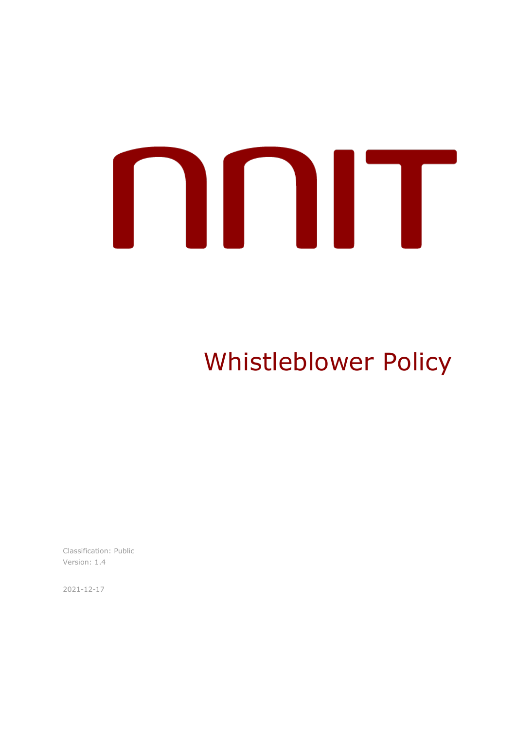NNIT

# Whistleblower Policy

Classification: Public
Version: 1.4

2021-12-17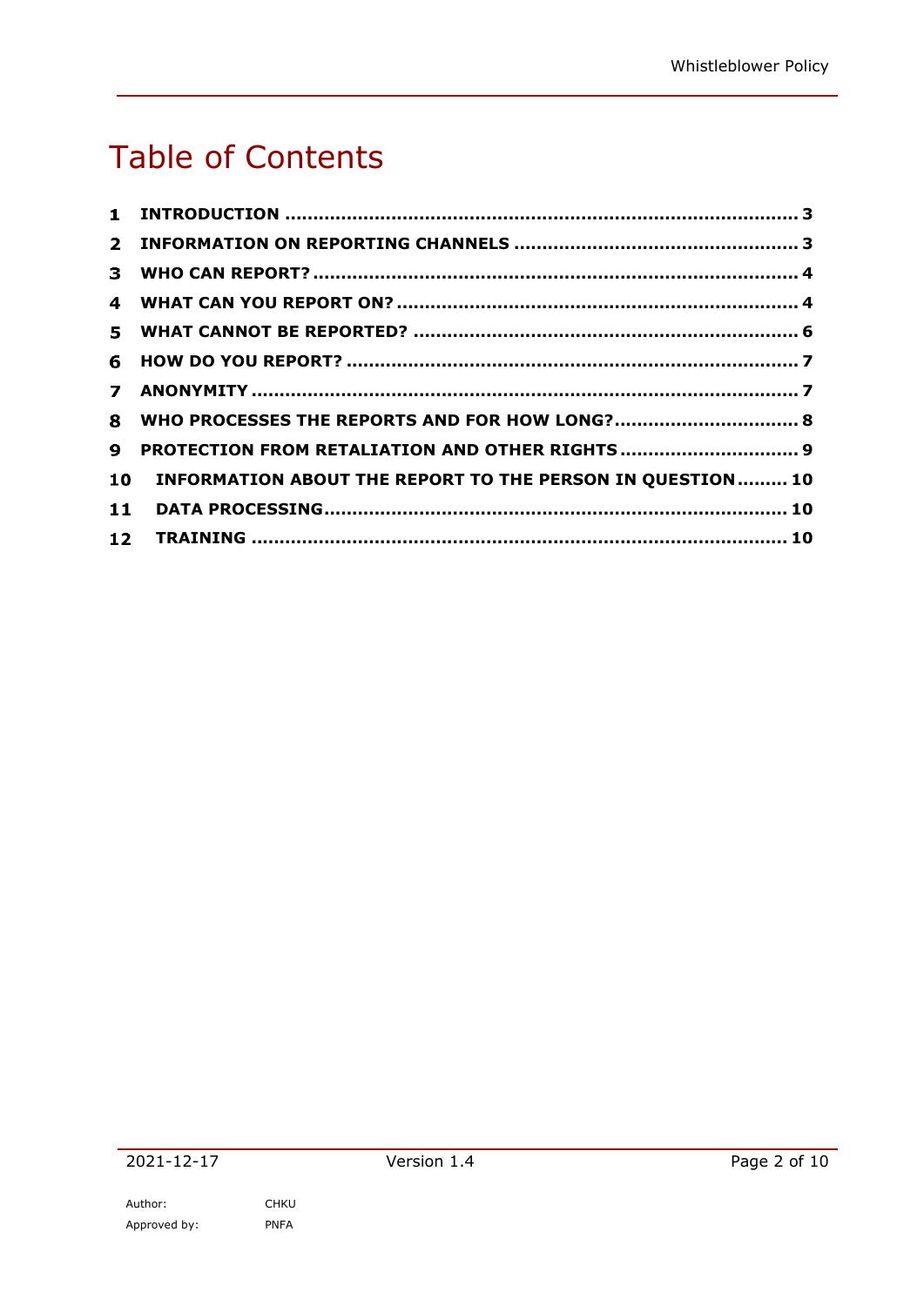# Table of Contents

| | | |
|---|---|---|
| 1 | INTRODUCTION | 3 |
| 2 | INFORMATION ON REPORTING CHANNELS | 3 |
| 3 | WHO CAN REPORT? | 4 |
| 4 | WHAT CAN YOU REPORT ON? | 4 |
| 5 | WHAT CANNOT BE REPORTED? | 6 |
| 6 | HOW DO YOU REPORT? | 7 |
| 7 | ANONYMITY | 7 |
| 8 | WHO PROCESSES THE REPORTS AND FOR HOW LONG? | 8 |
| 9 | PROTECTION FROM RETALIATION AND OTHER RIGHTS | 9 |
| 10 | INFORMATION ABOUT THE REPORT TO THE PERSON IN QUESTION | 10 |
| 11 | DATA PROCESSING | 10 |
| 12 | TRAINING | 10 |

2021-12-17 Version 1.4

Author: CHKU
Approved by: PNFA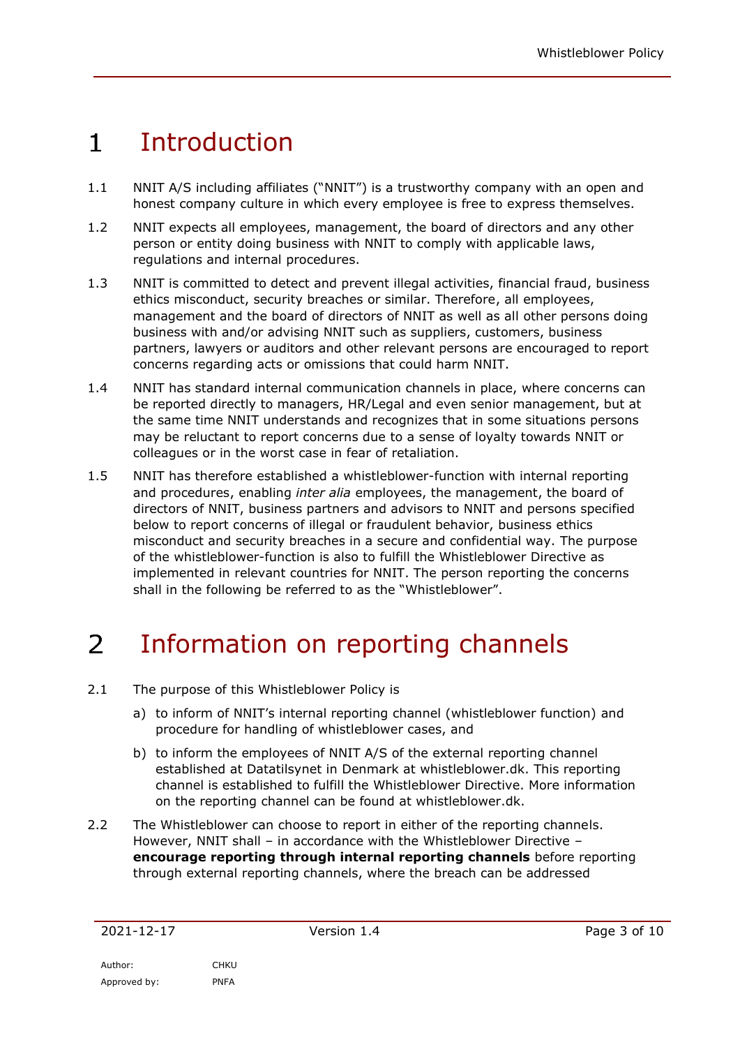# 1 Introduction

1.1 NNIT A/S including affiliates ("NNIT") is a trustworthy company with an open and honest company culture in which every employee is free to express themselves.

1.2 NNIT expects all employees, management, the board of directors and any other person or entity doing business with NNIT to comply with applicable laws, regulations and internal procedures.

1.3 NNIT is committed to detect and prevent illegal activities, financial fraud, business ethics misconduct, security breaches or similar. Therefore, all employees, management and the board of directors of NNIT as well as all other persons doing business with and/or advising NNIT such as suppliers, customers, business partners, lawyers or auditors and other relevant persons are encouraged to report concerns regarding acts or omissions that could harm NNIT.

1.4 NNIT has standard internal communication channels in place, where concerns can be reported directly to managers, HR/Legal and even senior management, but at the same time NNIT understands and recognizes that in some situations persons may be reluctant to report concerns due to a sense of loyalty towards NNIT or colleagues or in the worst case in fear of retaliation.

1.5 NNIT has therefore established a whistleblower-function with internal reporting and procedures, enabling *inter alia* employees, the management, the board of directors of NNIT, business partners and advisors to NNIT and persons specified below to report concerns of illegal or fraudulent behavior, business ethics misconduct and security breaches in a secure and confidential way. The purpose of the whistleblower-function is also to fulfill the Whistleblower Directive as implemented in relevant countries for NNIT. The person reporting the concerns shall in the following be referred to as the "Whistleblower".

# 2 Information on reporting channels

2.1 The purpose of this Whistleblower Policy is

a) to inform of NNIT's internal reporting channel (whistleblower function) and procedure for handling of whistleblower cases, and

b) to inform the employees of NNIT A/S of the external reporting channel established at Datatilsynet in Denmark at whistleblower.dk. This reporting channel is established to fulfill the Whistleblower Directive. More information on the reporting channel can be found at whistleblower.dk.

2.2 The Whistleblower can choose to report in either of the reporting channels. However, NNIT shall – in accordance with the Whistleblower Directive – **encourage reporting through internal reporting channels** before reporting through external reporting channels, where the breach can be addressed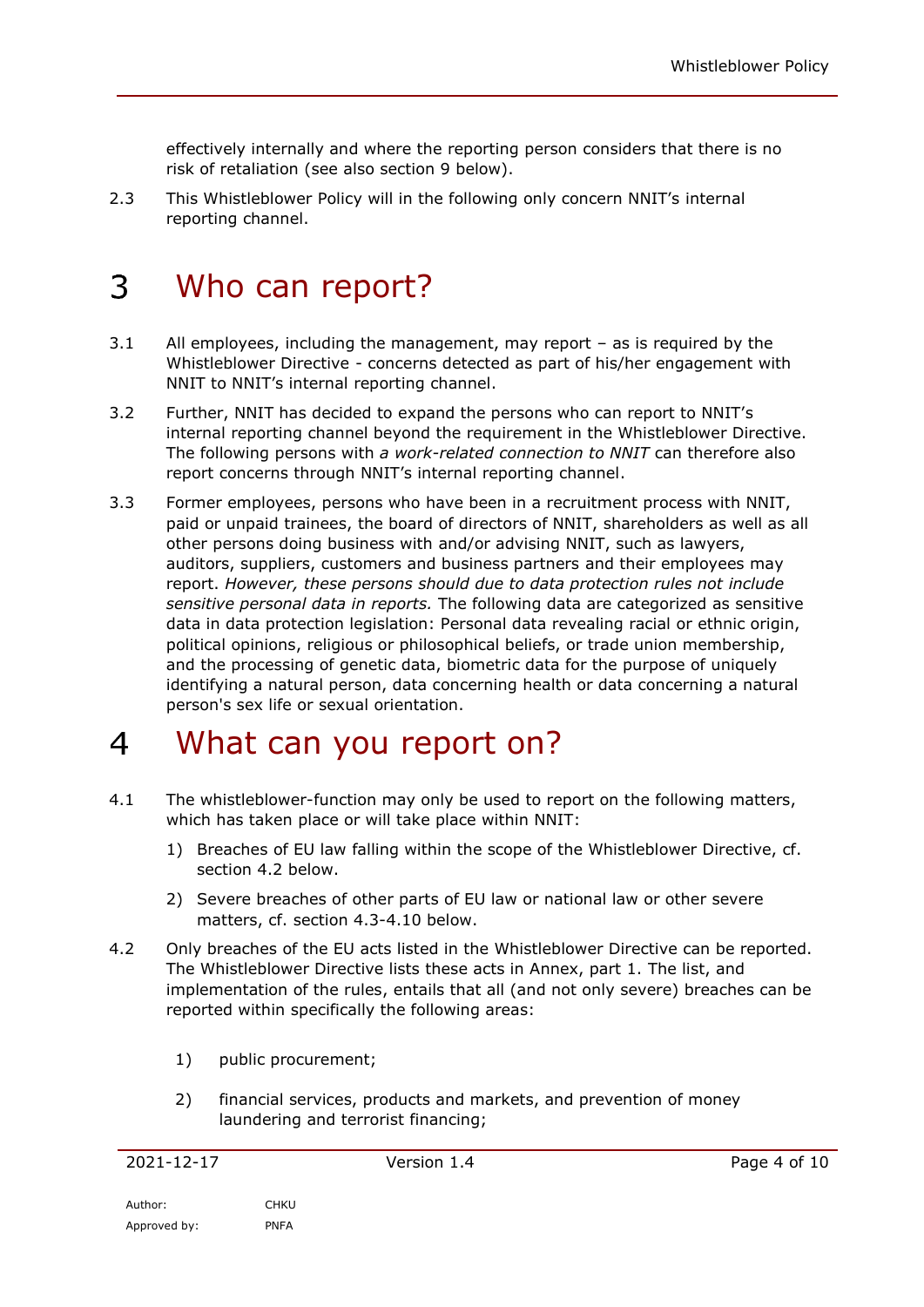effectively internally and where the reporting person considers that there is no risk of retaliation (see also section 9 below).

2.3 This Whistleblower Policy will in the following only concern NNIT's internal reporting channel.

# 3 Who can report?

3.1 All employees, including the management, may report – as is required by the Whistleblower Directive - concerns detected as part of his/her engagement with NNIT to NNIT's internal reporting channel.

3.2 Further, NNIT has decided to expand the persons who can report to NNIT's internal reporting channel beyond the requirement in the Whistleblower Directive. The following persons with *a work-related connection to NNIT* can therefore also report concerns through NNIT's internal reporting channel.

3.3 Former employees, persons who have been in a recruitment process with NNIT, paid or unpaid trainees, the board of directors of NNIT, shareholders as well as all other persons doing business with and/or advising NNIT, such as lawyers, auditors, suppliers, customers and business partners and their employees may report. *However, these persons should due to data protection rules not include sensitive personal data in reports.* The following data are categorized as sensitive data in data protection legislation: Personal data revealing racial or ethnic origin, political opinions, religious or philosophical beliefs, or trade union membership, and the processing of genetic data, biometric data for the purpose of uniquely identifying a natural person, data concerning health or data concerning a natural person's sex life or sexual orientation.

# 4 What can you report on?

4.1 The whistleblower-function may only be used to report on the following matters, which has taken place or will take place within NNIT:

1) Breaches of EU law falling within the scope of the Whistleblower Directive, cf. section 4.2 below.
2) Severe breaches of other parts of EU law or national law or other severe matters, cf. section 4.3-4.10 below.

4.2 Only breaches of the EU acts listed in the Whistleblower Directive can be reported. The Whistleblower Directive lists these acts in Annex, part 1. The list, and implementation of the rules, entails that all (and not only severe) breaches can be reported within specifically the following areas:

1) public procurement;
2) financial services, products and markets, and prevention of money laundering and terrorist financing;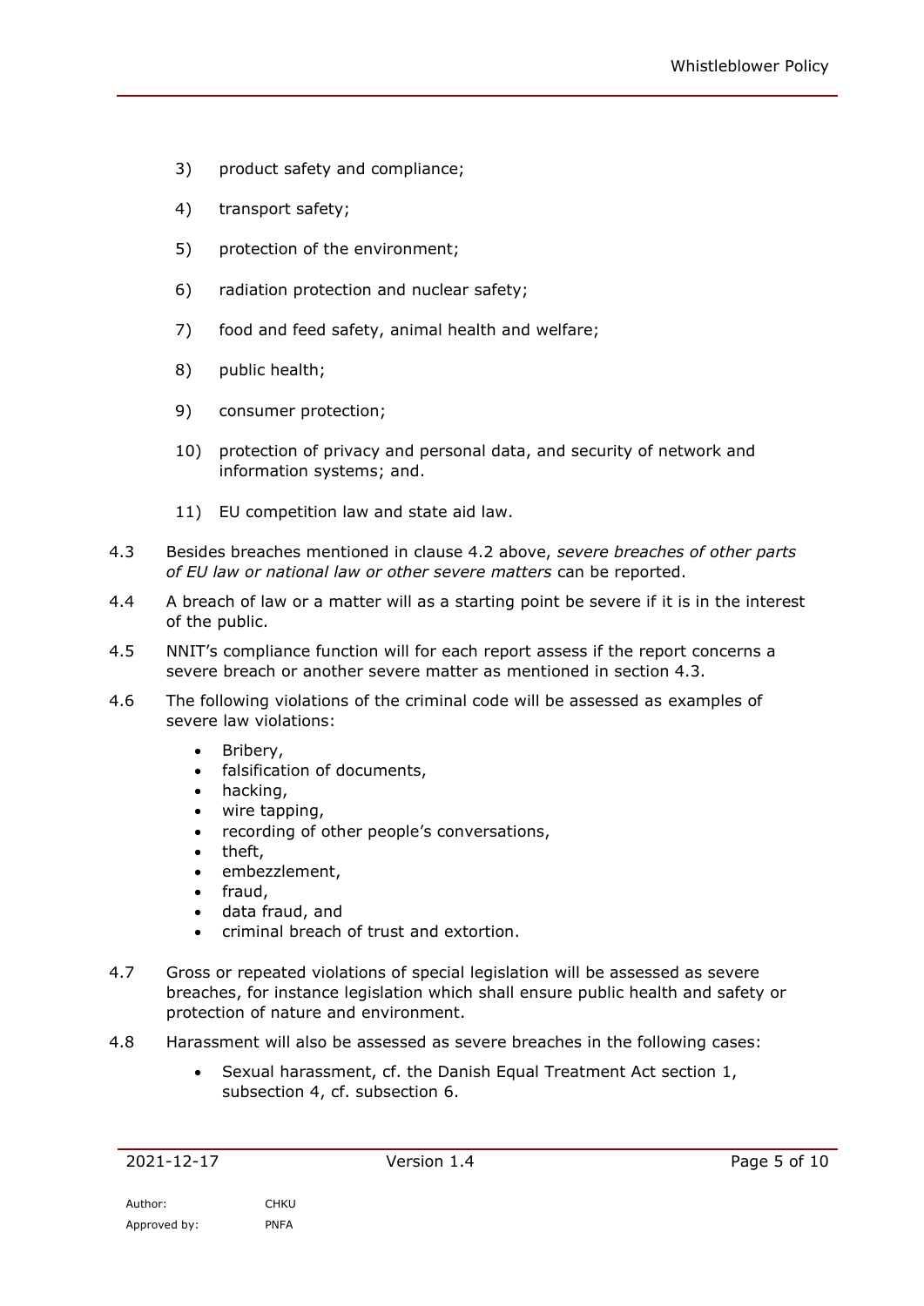3) product safety and compliance;

4) transport safety;

5) protection of the environment;

6) radiation protection and nuclear safety;

7) food and feed safety, animal health and welfare;

8) public health;

9) consumer protection;

10) protection of privacy and personal data, and security of network and information systems; and.

11) EU competition law and state aid law.

4.3 Besides breaches mentioned in clause 4.2 above, *severe breaches of other parts of EU law or national law or other severe matters* can be reported.

4.4 A breach of law or a matter will as a starting point be severe if it is in the interest of the public.

4.5 NNIT's compliance function will for each report assess if the report concerns a severe breach or another severe matter as mentioned in section 4.3.

4.6 The following violations of the criminal code will be assessed as examples of severe law violations:

- Bribery,
- falsification of documents,
- hacking,
- wire tapping,
- recording of other people's conversations,
- theft,
- embezzlement,
- fraud,
- data fraud, and
- criminal breach of trust and extortion.

4.7 Gross or repeated violations of special legislation will be assessed as severe breaches, for instance legislation which shall ensure public health and safety or protection of nature and environment.

4.8 Harassment will also be assessed as severe breaches in the following cases:

- Sexual harassment, cf. the Danish Equal Treatment Act section 1, subsection 4, cf. subsection 6.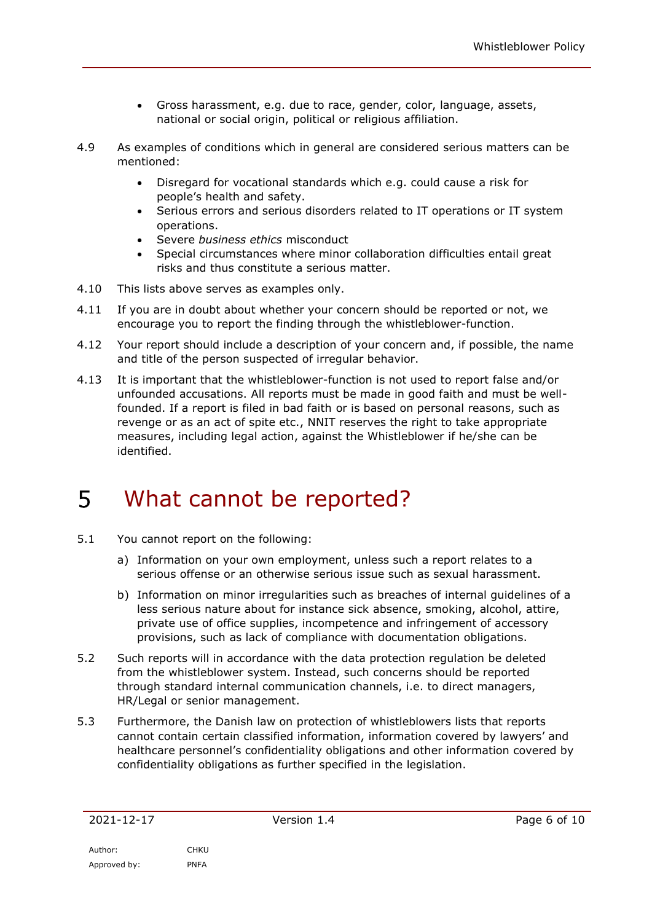- Gross harassment, e.g. due to race, gender, color, language, assets, national or social origin, political or religious affiliation.

4.9 As examples of conditions which in general are considered serious matters can be mentioned:

- Disregard for vocational standards which e.g. could cause a risk for people's health and safety.
- Serious errors and serious disorders related to IT operations or IT system operations.
- Severe *business ethics* misconduct
- Special circumstances where minor collaboration difficulties entail great risks and thus constitute a serious matter.

4.10 This lists above serves as examples only.

4.11 If you are in doubt about whether your concern should be reported or not, we encourage you to report the finding through the whistleblower-function.

4.12 Your report should include a description of your concern and, if possible, the name and title of the person suspected of irregular behavior.

4.13 It is important that the whistleblower-function is not used to report false and/or unfounded accusations. All reports must be made in good faith and must be well-founded. If a report is filed in bad faith or is based on personal reasons, such as revenge or as an act of spite etc., NNIT reserves the right to take appropriate measures, including legal action, against the Whistleblower if he/she can be identified.

# 5 What cannot be reported?

5.1 You cannot report on the following:

a) Information on your own employment, unless such a report relates to a serious offense or an otherwise serious issue such as sexual harassment.

b) Information on minor irregularities such as breaches of internal guidelines of a less serious nature about for instance sick absence, smoking, alcohol, attire, private use of office supplies, incompetence and infringement of accessory provisions, such as lack of compliance with documentation obligations.

5.2 Such reports will in accordance with the data protection regulation be deleted from the whistleblower system. Instead, such concerns should be reported through standard internal communication channels, i.e. to direct managers, HR/Legal or senior management.

5.3 Furthermore, the Danish law on protection of whistleblowers lists that reports cannot contain certain classified information, information covered by lawyers' and healthcare personnel's confidentiality obligations and other information covered by confidentiality obligations as further specified in the legislation.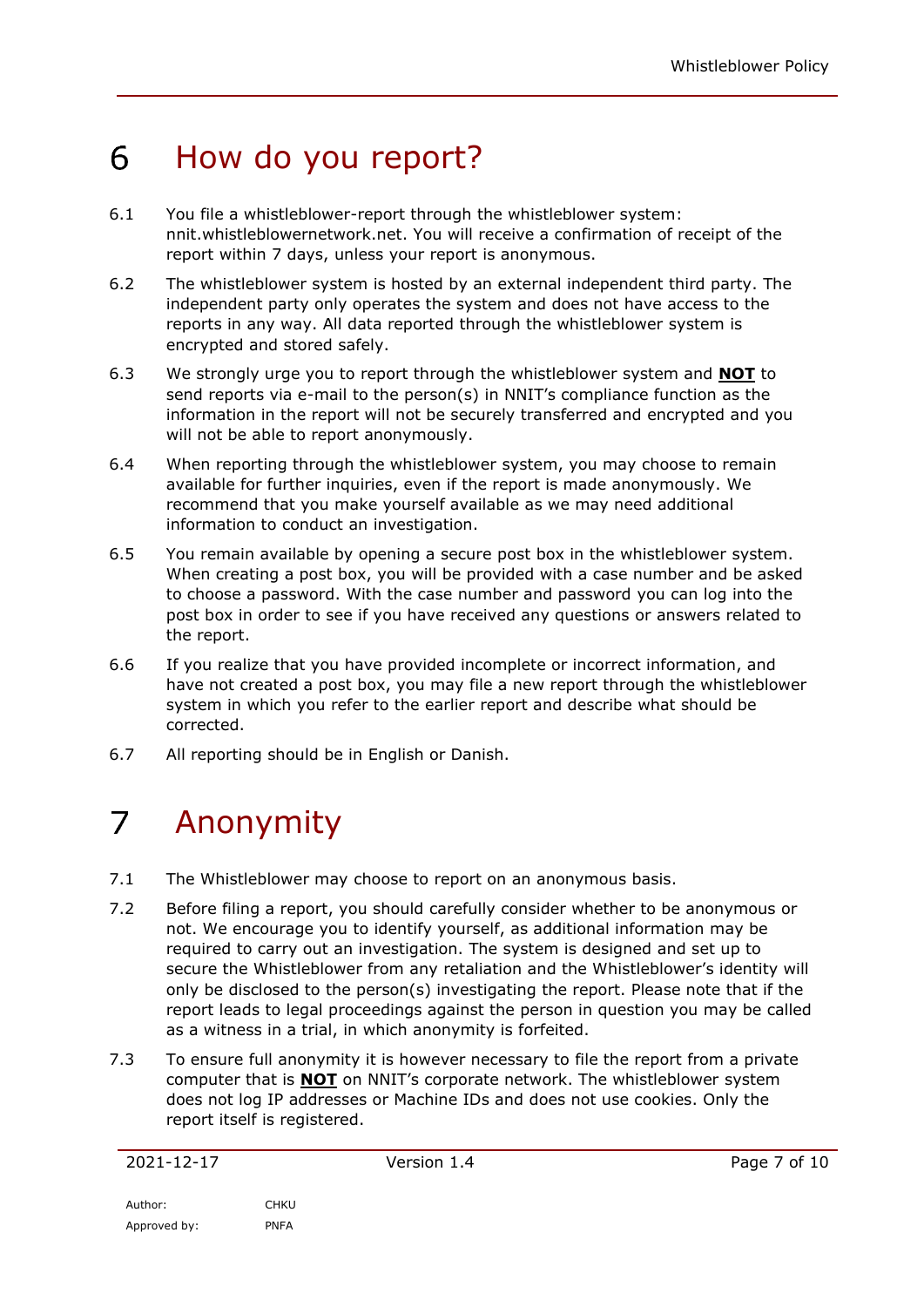# 6 How do you report?

6.1 You file a whistleblower-report through the whistleblower system: nnit.whistleblowernetwork.net. You will receive a confirmation of receipt of the report within 7 days, unless your report is anonymous.

6.2 The whistleblower system is hosted by an external independent third party. The independent party only operates the system and does not have access to the reports in any way. All data reported through the whistleblower system is encrypted and stored safely.

6.3 We strongly urge you to report through the whistleblower system and **NOT** to send reports via e-mail to the person(s) in NNIT's compliance function as the information in the report will not be securely transferred and encrypted and you will not be able to report anonymously.

6.4 When reporting through the whistleblower system, you may choose to remain available for further inquiries, even if the report is made anonymously. We recommend that you make yourself available as we may need additional information to conduct an investigation.

6.5 You remain available by opening a secure post box in the whistleblower system. When creating a post box, you will be provided with a case number and be asked to choose a password. With the case number and password you can log into the post box in order to see if you have received any questions or answers related to the report.

6.6 If you realize that you have provided incomplete or incorrect information, and have not created a post box, you may file a new report through the whistleblower system in which you refer to the earlier report and describe what should be corrected.

6.7 All reporting should be in English or Danish.

# 7 Anonymity

7.1 The Whistleblower may choose to report on an anonymous basis.

7.2 Before filing a report, you should carefully consider whether to be anonymous or not. We encourage you to identify yourself, as additional information may be required to carry out an investigation. The system is designed and set up to secure the Whistleblower from any retaliation and the Whistleblower's identity will only be disclosed to the person(s) investigating the report. Please note that if the report leads to legal proceedings against the person in question you may be called as a witness in a trial, in which anonymity is forfeited.

7.3 To ensure full anonymity it is however necessary to file the report from a private computer that is **NOT** on NNIT's corporate network. The whistleblower system does not log IP addresses or Machine IDs and does not use cookies. Only the report itself is registered.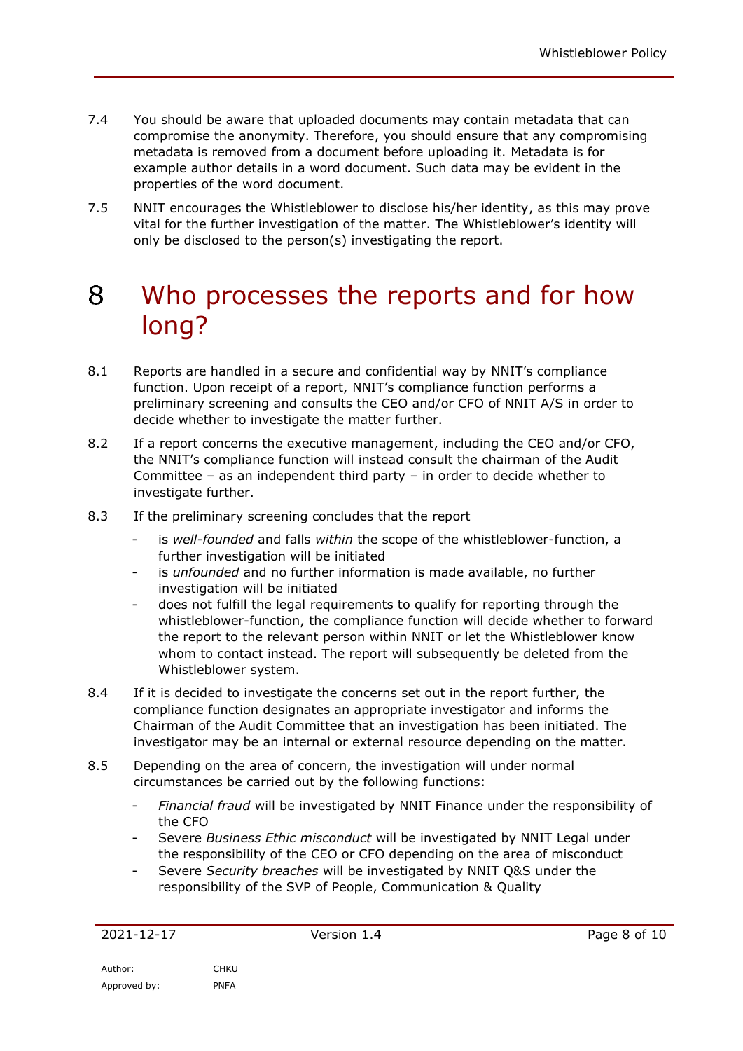7.4 You should be aware that uploaded documents may contain metadata that can compromise the anonymity. Therefore, you should ensure that any compromising metadata is removed from a document before uploading it. Metadata is for example author details in a word document. Such data may be evident in the properties of the word document.

7.5 NNIT encourages the Whistleblower to disclose his/her identity, as this may prove vital for the further investigation of the matter. The Whistleblower's identity will only be disclosed to the person(s) investigating the report.

# 8 Who processes the reports and for how long?

8.1 Reports are handled in a secure and confidential way by NNIT's compliance function. Upon receipt of a report, NNIT's compliance function performs a preliminary screening and consults the CEO and/or CFO of NNIT A/S in order to decide whether to investigate the matter further.

8.2 If a report concerns the executive management, including the CEO and/or CFO, the NNIT's compliance function will instead consult the chairman of the Audit Committee – as an independent third party – in order to decide whether to investigate further.

8.3 If the preliminary screening concludes that the report

- is *well-founded* and falls *within* the scope of the whistleblower-function, a further investigation will be initiated
- is *unfounded* and no further information is made available, no further investigation will be initiated
- does not fulfill the legal requirements to qualify for reporting through the whistleblower-function, the compliance function will decide whether to forward the report to the relevant person within NNIT or let the Whistleblower know whom to contact instead. The report will subsequently be deleted from the Whistleblower system.

8.4 If it is decided to investigate the concerns set out in the report further, the compliance function designates an appropriate investigator and informs the Chairman of the Audit Committee that an investigation has been initiated. The investigator may be an internal or external resource depending on the matter.

8.5 Depending on the area of concern, the investigation will under normal circumstances be carried out by the following functions:

- *Financial fraud* will be investigated by NNIT Finance under the responsibility of the CFO
- Severe *Business Ethic misconduct* will be investigated by NNIT Legal under the responsibility of the CEO or CFO depending on the area of misconduct
- Severe *Security breaches* will be investigated by NNIT Q&S under the responsibility of the SVP of People, Communication & Quality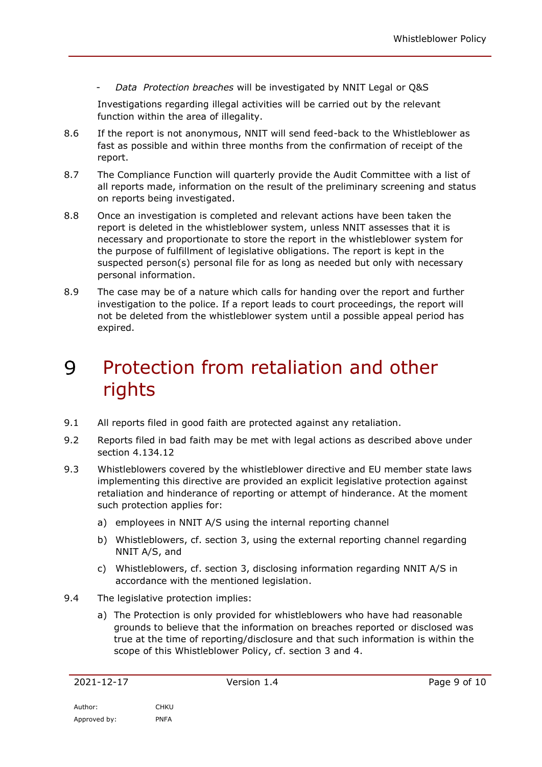- *Data Protection breaches* will be investigated by NNIT Legal or Q&S

Investigations regarding illegal activities will be carried out by the relevant function within the area of illegality.

8.6 If the report is not anonymous, NNIT will send feed-back to the Whistleblower as fast as possible and within three months from the confirmation of receipt of the report.

8.7 The Compliance Function will quarterly provide the Audit Committee with a list of all reports made, information on the result of the preliminary screening and status on reports being investigated.

8.8 Once an investigation is completed and relevant actions have been taken the report is deleted in the whistleblower system, unless NNIT assesses that it is necessary and proportionate to store the report in the whistleblower system for the purpose of fulfillment of legislative obligations. The report is kept in the suspected person(s) personal file for as long as needed but only with necessary personal information.

8.9 The case may be of a nature which calls for handing over the report and further investigation to the police. If a report leads to court proceedings, the report will not be deleted from the whistleblower system until a possible appeal period has expired.

# 9 Protection from retaliation and other rights

9.1 All reports filed in good faith are protected against any retaliation.

9.2 Reports filed in bad faith may be met with legal actions as described above under section 4.134.12

9.3 Whistleblowers covered by the whistleblower directive and EU member state laws implementing this directive are provided an explicit legislative protection against retaliation and hinderance of reporting or attempt of hinderance. At the moment such protection applies for:

a) employees in NNIT A/S using the internal reporting channel

b) Whistleblowers, cf. section 3, using the external reporting channel regarding NNIT A/S, and

c) Whistleblowers, cf. section 3, disclosing information regarding NNIT A/S in accordance with the mentioned legislation.

9.4 The legislative protection implies:

a) The Protection is only provided for whistleblowers who have had reasonable grounds to believe that the information on breaches reported or disclosed was true at the time of reporting/disclosure and that such information is within the scope of this Whistleblower Policy, cf. section 3 and 4.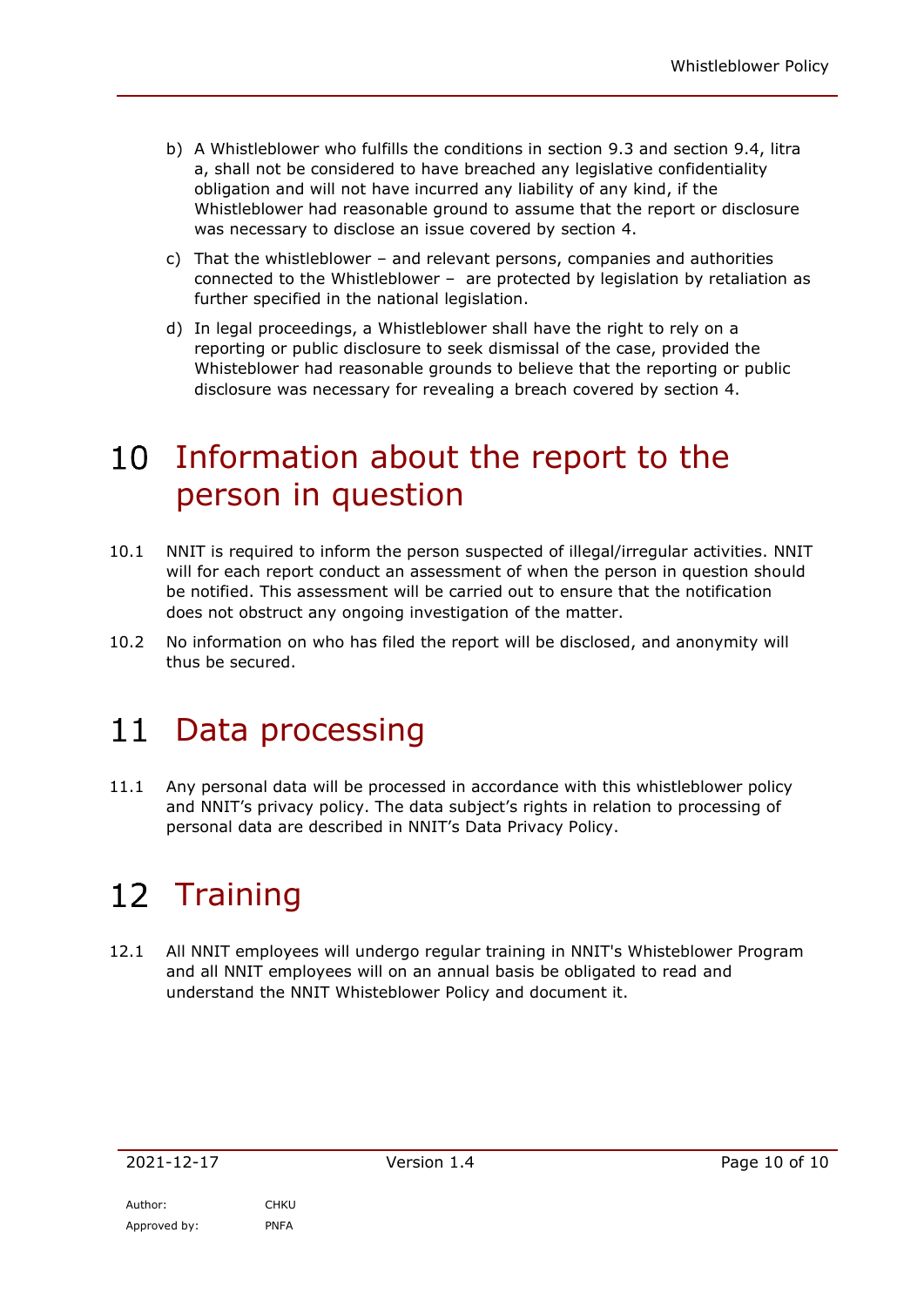b) A Whistleblower who fulfills the conditions in section 9.3 and section 9.4, litra a, shall not be considered to have breached any legislative confidentiality obligation and will not have incurred any liability of any kind, if the Whistleblower had reasonable ground to assume that the report or disclosure was necessary to disclose an issue covered by section 4.

c) That the whistleblower – and relevant persons, companies and authorities connected to the Whistleblower – are protected by legislation by retaliation as further specified in the national legislation.

d) In legal proceedings, a Whistleblower shall have the right to rely on a reporting or public disclosure to seek dismissal of the case, provided the Whisteblower had reasonable grounds to believe that the reporting or public disclosure was necessary for revealing a breach covered by section 4.

# 10 Information about the report to the person in question

10.1 NNIT is required to inform the person suspected of illegal/irregular activities. NNIT will for each report conduct an assessment of when the person in question should be notified. This assessment will be carried out to ensure that the notification does not obstruct any ongoing investigation of the matter.

10.2 No information on who has filed the report will be disclosed, and anonymity will thus be secured.

# 11 Data processing

11.1 Any personal data will be processed in accordance with this whistleblower policy and NNIT's privacy policy. The data subject's rights in relation to processing of personal data are described in NNIT's Data Privacy Policy.

# 12 Training

12.1 All NNIT employees will undergo regular training in NNIT's Whisteblower Program and all NNIT employees will on an annual basis be obligated to read and understand the NNIT Whisteblower Policy and document it.

Author: CHKU

Approved by: PNFA